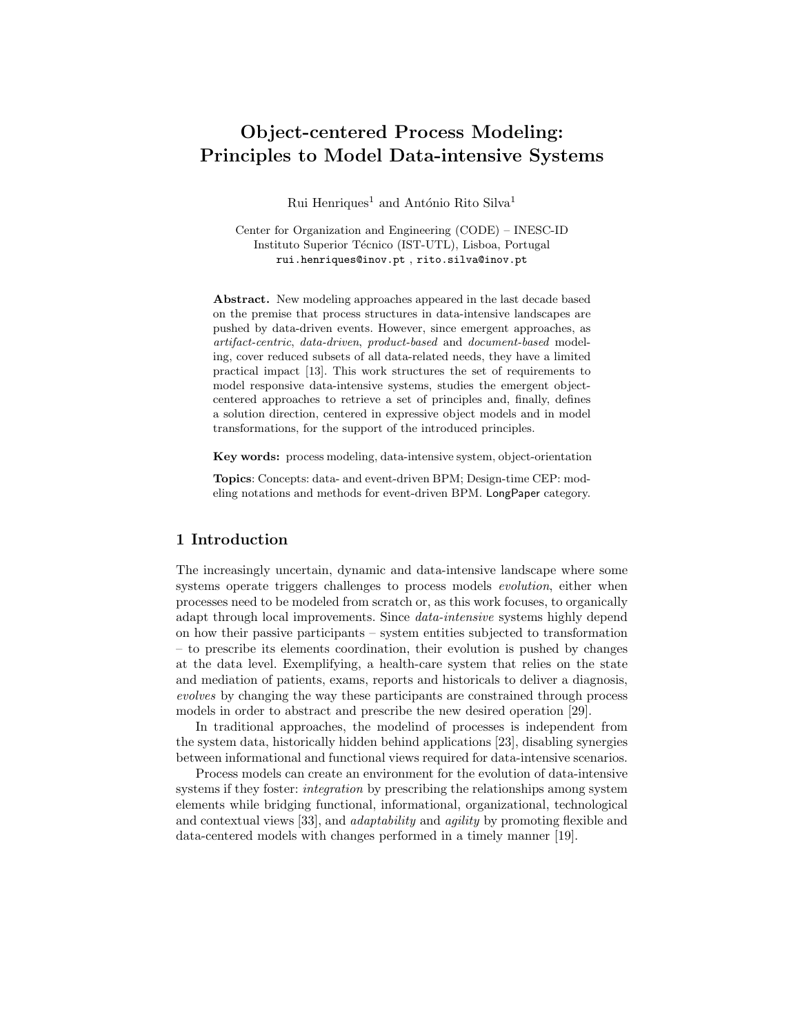# Object-centered Process Modeling: Principles to Model Data-intensive Systems

Rui Henriques[1] and António Rito Silva[1]

Center for Organization and Engineering (CODE) – INESC-ID
Instituto Superior Técnico (IST-UTL), Lisboa, Portugal
rui.henriques@inov.pt , rito.silva@inov.pt

**Abstract.** New modeling approaches appeared in the last decade based on the premise that process structures in data-intensive landscapes are pushed by data-driven events. However, since emergent approaches, as *artifact-centric*, *data-driven*, *product-based* and *document-based* modeling, cover reduced subsets of all data-related needs, they have a limited practical impact [13]. This work structures the set of requirements to model responsive data-intensive systems, studies the emergent object-centered approaches to retrieve a set of principles and, finally, defines a solution direction, centered in expressive object models and in model transformations, for the support of the introduced principles.

**Key words:** process modeling, data-intensive system, object-orientation

**Topics**: Concepts: data- and event-driven BPM; Design-time CEP: modeling notations and methods for event-driven BPM. LongPaper category.

## 1 Introduction

The increasingly uncertain, dynamic and data-intensive landscape where some systems operate triggers challenges to process models *evolution*, either when processes need to be modeled from scratch or, as this work focuses, to organically adapt through local improvements. Since *data-intensive* systems highly depend on how their passive participants – system entities subjected to transformation – to prescribe its elements coordination, their evolution is pushed by changes at the data level. Exemplifying, a health-care system that relies on the state and mediation of patients, exams, reports and historicals to deliver a diagnosis, *evolves* by changing the way these participants are constrained through process models in order to abstract and prescribe the new desired operation [29].

In traditional approaches, the modelind of processes is independent from the system data, historically hidden behind applications [23], disabling synergies between informational and functional views required for data-intensive scenarios.

Process models can create an environment for the evolution of data-intensive systems if they foster: *integration* by prescribing the relationships among system elements while bridging functional, informational, organizational, technological and contextual views [33], and *adaptability* and *agility* by promoting flexible and data-centered models with changes performed in a timely manner [19].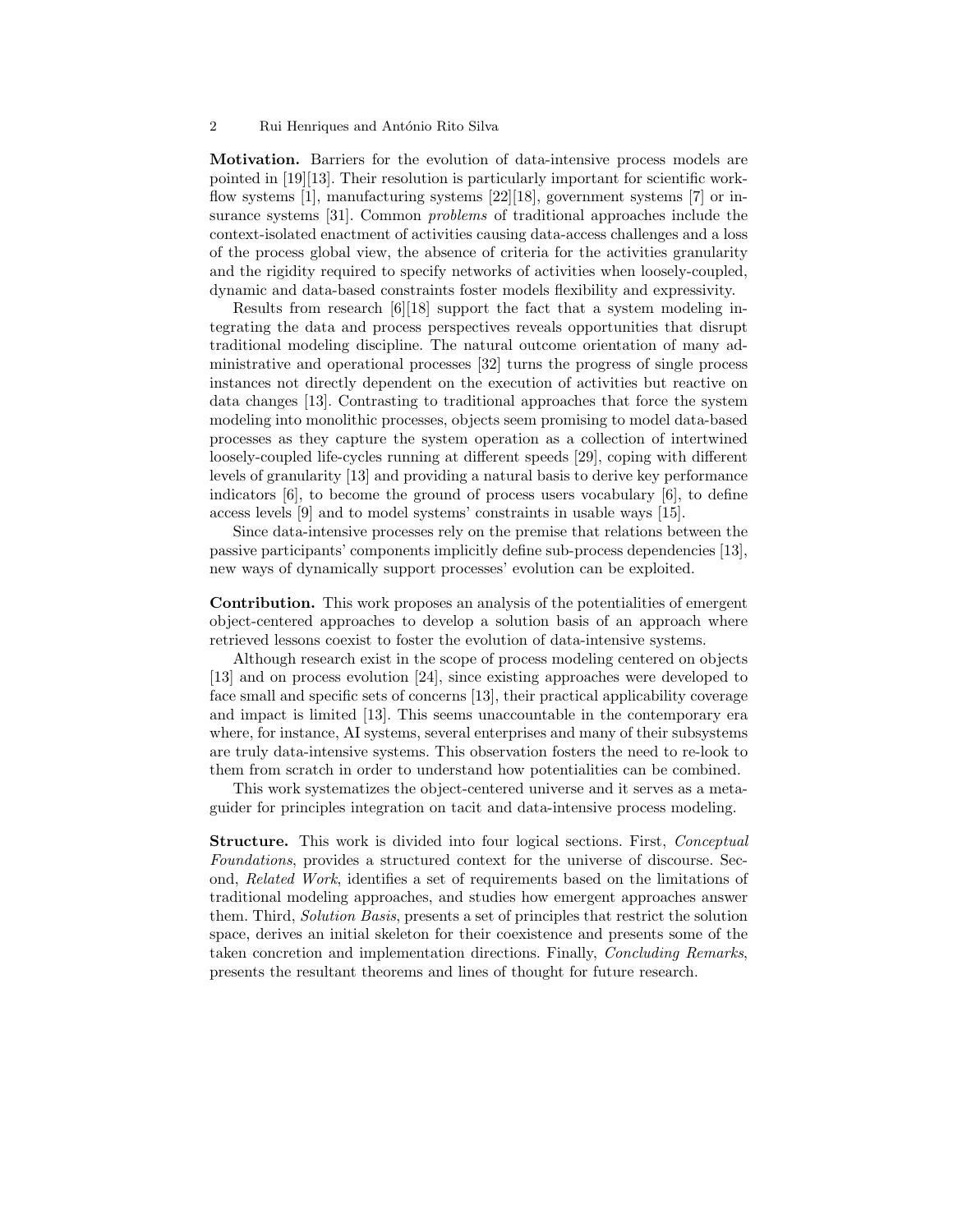**Motivation.** Barriers for the evolution of data-intensive process models are pointed in [19][13]. Their resolution is particularly important for scientific workflow systems [1], manufacturing systems [22][18], government systems [7] or insurance systems [31]. Common *problems* of traditional approaches include the context-isolated enactment of activities causing data-access challenges and a loss of the process global view, the absence of criteria for the activities granularity and the rigidity required to specify networks of activities when loosely-coupled, dynamic and data-based constraints foster models flexibility and expressivity.

Results from research [6][18] support the fact that a system modeling integrating the data and process perspectives reveals opportunities that disrupt traditional modeling discipline. The natural outcome orientation of many administrative and operational processes [32] turns the progress of single process instances not directly dependent on the execution of activities but reactive on data changes [13]. Contrasting to traditional approaches that force the system modeling into monolithic processes, objects seem promising to model data-based processes as they capture the system operation as a collection of intertwined loosely-coupled life-cycles running at different speeds [29], coping with different levels of granularity [13] and providing a natural basis to derive key performance indicators [6], to become the ground of process users vocabulary [6], to define access levels [9] and to model systems' constraints in usable ways [15].

Since data-intensive processes rely on the premise that relations between the passive participants' components implicitly define sub-process dependencies [13], new ways of dynamically support processes' evolution can be exploited.

**Contribution.** This work proposes an analysis of the potentialities of emergent object-centered approaches to develop a solution basis of an approach where retrieved lessons coexist to foster the evolution of data-intensive systems.

Although research exist in the scope of process modeling centered on objects [13] and on process evolution [24], since existing approaches were developed to face small and specific sets of concerns [13], their practical applicability coverage and impact is limited [13]. This seems unaccountable in the contemporary era where, for instance, AI systems, several enterprises and many of their subsystems are truly data-intensive systems. This observation fosters the need to re-look to them from scratch in order to understand how potentialities can be combined.

This work systematizes the object-centered universe and it serves as a meta-guider for principles integration on tacit and data-intensive process modeling.

**Structure.** This work is divided into four logical sections. First, *Conceptual Foundations*, provides a structured context for the universe of discourse. Second, *Related Work*, identifies a set of requirements based on the limitations of traditional modeling approaches, and studies how emergent approaches answer them. Third, *Solution Basis*, presents a set of principles that restrict the solution space, derives an initial skeleton for their coexistence and presents some of the taken concretion and implementation directions. Finally, *Concluding Remarks*, presents the resultant theorems and lines of thought for future research.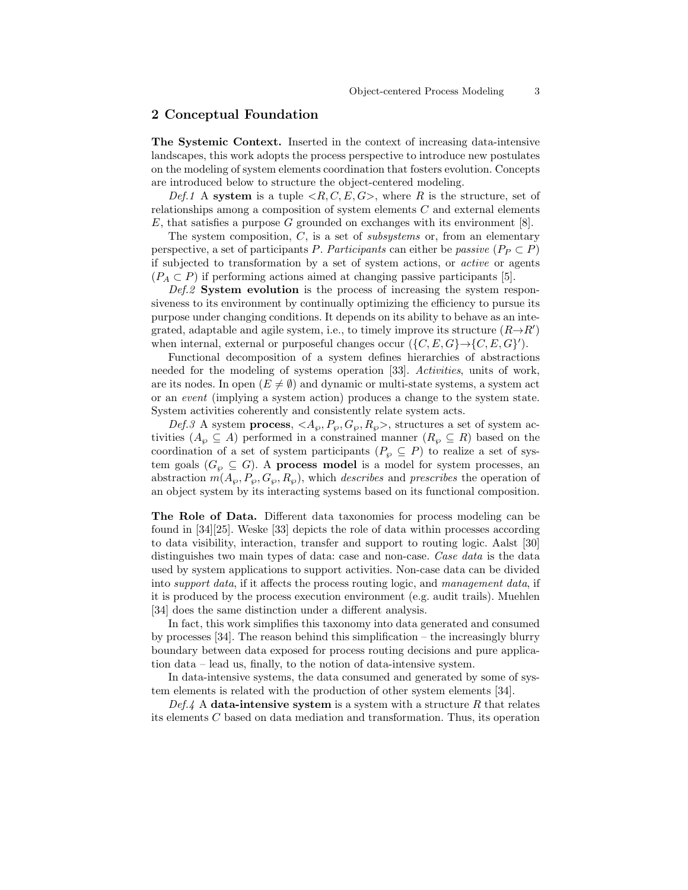## 2 Conceptual Foundation

**The Systemic Context.** Inserted in the context of increasing data-intensive landscapes, this work adopts the process perspective to introduce new postulates on the modeling of system elements coordination that fosters evolution. Concepts are introduced below to structure the object-centered modeling.

*Def.1* A **system** is a tuple $<R, C, E, G>$, where $R$ is the structure, set of relationships among a composition of system elements $C$ and external elements $E$, that satisfies a purpose $G$ grounded on exchanges with its environment [8].

The system composition, $C$, is a set of *subsystems* or, from an elementary perspective, a set of participants $P$. *Participants* can either be *passive* ($P_P \subset P$) if subjected to transformation by a set of system actions, or *active* or agents ($P_A \subset P$) if performing actions aimed at changing passive participants [5].

*Def.2* **System evolution** is the process of increasing the system responsiveness to its environment by continually optimizing the efficiency to pursue its purpose under changing conditions. It depends on its ability to behave as an integrated, adaptable and agile system, i.e., to timely improve its structure ($R \rightarrow R'$) when internal, external or purposeful changes occur ($\{C, E, G\} \rightarrow \{C, E, G\}'$).

Functional decomposition of a system defines hierarchies of abstractions needed for the modeling of systems operation [33]. *Activities*, units of work, are its nodes. In open ($E \neq \emptyset$) and dynamic or multi-state systems, a system act or an *event* (implying a system action) produces a change to the system state. System activities coherently and consistently relate system acts.

*Def.3* A system **process**, $<A_\wp, P_\wp, G_\wp, R_\wp>$, structures a set of system activities ($A_\wp \subseteq A$) performed in a constrained manner ($R_\wp \subseteq R$) based on the coordination of a set of system participants ($P_\wp \subseteq P$) to realize a set of system goals ($G_\wp \subseteq G$). A **process model** is a model for system processes, an abstraction $m(A_\wp, P_\wp, G_\wp, R_\wp)$, which *describes* and *prescribes* the operation of an object system by its interacting systems based on its functional composition.

**The Role of Data.** Different data taxonomies for process modeling can be found in [34][25]. Weske [33] depicts the role of data within processes according to data visibility, interaction, transfer and support to routing logic. Aalst [30] distinguishes two main types of data: case and non-case. *Case data* is the data used by system applications to support activities. Non-case data can be divided into *support data*, if it affects the process routing logic, and *management data*, if it is produced by the process execution environment (e.g. audit trails). Muehlen [34] does the same distinction under a different analysis.

In fact, this work simplifies this taxonomy into data generated and consumed by processes [34]. The reason behind this simplification – the increasingly blurry boundary between data exposed for process routing decisions and pure application data – lead us, finally, to the notion of data-intensive system.

In data-intensive systems, the data consumed and generated by some of system elements is related with the production of other system elements [34].

*Def.4* A **data-intensive system** is a system with a structure $R$ that relates its elements $C$ based on data mediation and transformation. Thus, its operation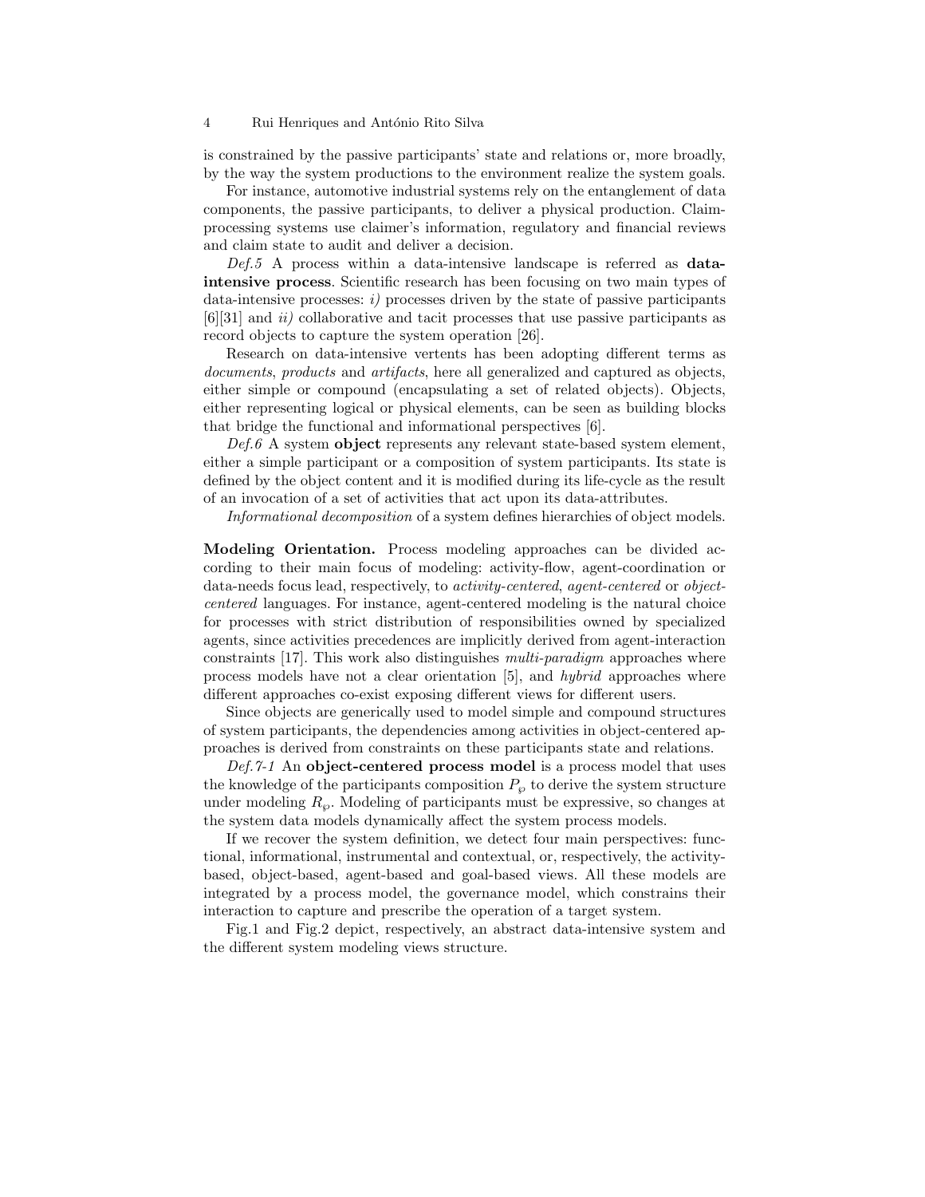is constrained by the passive participants' state and relations or, more broadly, by the way the system productions to the environment realize the system goals.

For instance, automotive industrial systems rely on the entanglement of data components, the passive participants, to deliver a physical production. Claim-processing systems use claimer's information, regulatory and financial reviews and claim state to audit and deliver a decision.

*Def.5* A process within a data-intensive landscape is referred as **data-intensive process**. Scientific research has been focusing on two main types of data-intensive processes: *i)* processes driven by the state of passive participants [6][31] and *ii)* collaborative and tacit processes that use passive participants as record objects to capture the system operation [26].

Research on data-intensive vertents has been adopting different terms as *documents*, *products* and *artifacts*, here all generalized and captured as objects, either simple or compound (encapsulating a set of related objects). Objects, either representing logical or physical elements, can be seen as building blocks that bridge the functional and informational perspectives [6].

*Def.6* A system **object** represents any relevant state-based system element, either a simple participant or a composition of system participants. Its state is defined by the object content and it is modified during its life-cycle as the result of an invocation of a set of activities that act upon its data-attributes.

*Informational decomposition* of a system defines hierarchies of object models.

**Modeling Orientation.** Process modeling approaches can be divided according to their main focus of modeling: activity-flow, agent-coordination or data-needs focus lead, respectively, to *activity-centered*, *agent-centered* or *object-centered* languages. For instance, agent-centered modeling is the natural choice for processes with strict distribution of responsibilities owned by specialized agents, since activities precedences are implicitly derived from agent-interaction constraints [17]. This work also distinguishes *multi-paradigm* approaches where process models have not a clear orientation [5], and *hybrid* approaches where different approaches co-exist exposing different views for different users.

Since objects are generically used to model simple and compound structures of system participants, the dependencies among activities in object-centered approaches is derived from constraints on these participants state and relations.

*Def.7-1* An **object-centered process model** is a process model that uses the knowledge of the participants composition $P_\wp$ to derive the system structure under modeling $R_\wp$. Modeling of participants must be expressive, so changes at the system data models dynamically affect the system process models.

If we recover the system definition, we detect four main perspectives: functional, informational, instrumental and contextual, or, respectively, the activity-based, object-based, agent-based and goal-based views. All these models are integrated by a process model, the governance model, which constrains their interaction to capture and prescribe the operation of a target system.

Fig.1 and Fig.2 depict, respectively, an abstract data-intensive system and the different system modeling views structure.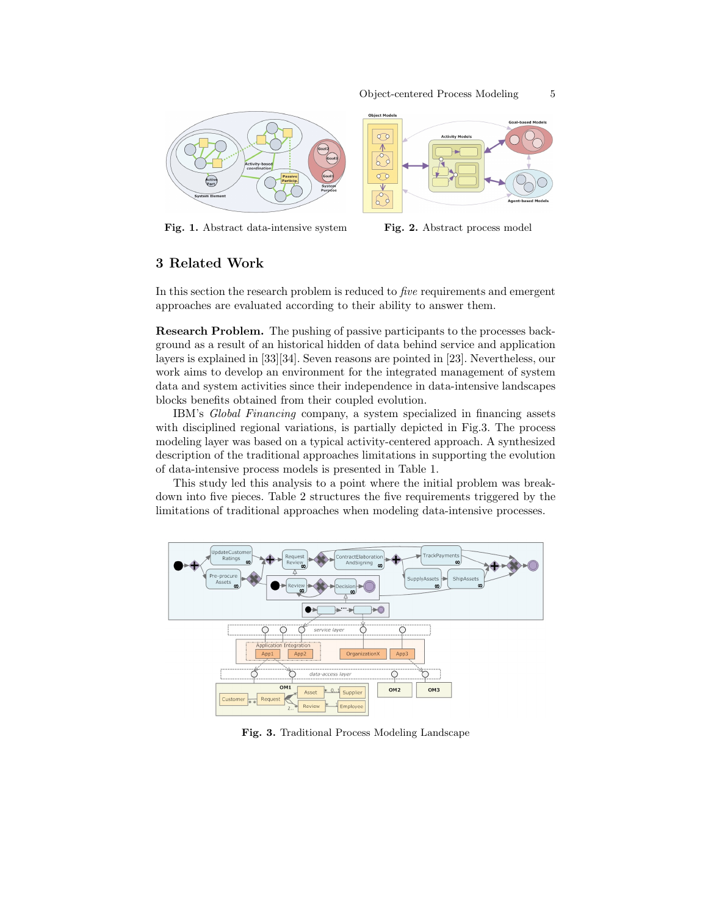Fig. 1. Abstract data-intensive system

Fig. 2. Abstract process model

## 3 Related Work

In this section the research problem is reduced to *five* requirements and emergent approaches are evaluated according to their ability to answer them.

**Research Problem.** The pushing of passive participants to the processes background as a result of an historical hidden of data behind service and application layers is explained in [33][34]. Seven reasons are pointed in [23]. Nevertheless, our work aims to develop an environment for the integrated management of system data and system activities since their independence in data-intensive landscapes blocks benefits obtained from their coupled evolution.

IBM's *Global Financing* company, a system specialized in financing assets with disciplined regional variations, is partially depicted in Fig.3. The process modeling layer was based on a typical activity-centered approach. A synthesized description of the traditional approaches limitations in supporting the evolution of data-intensive process models is presented in Table 1.

This study led this analysis to a point where the initial problem was breakdown into five pieces. Table 2 structures the five requirements triggered by the limitations of traditional approaches when modeling data-intensive processes.

Fig. 3. Traditional Process Modeling Landscape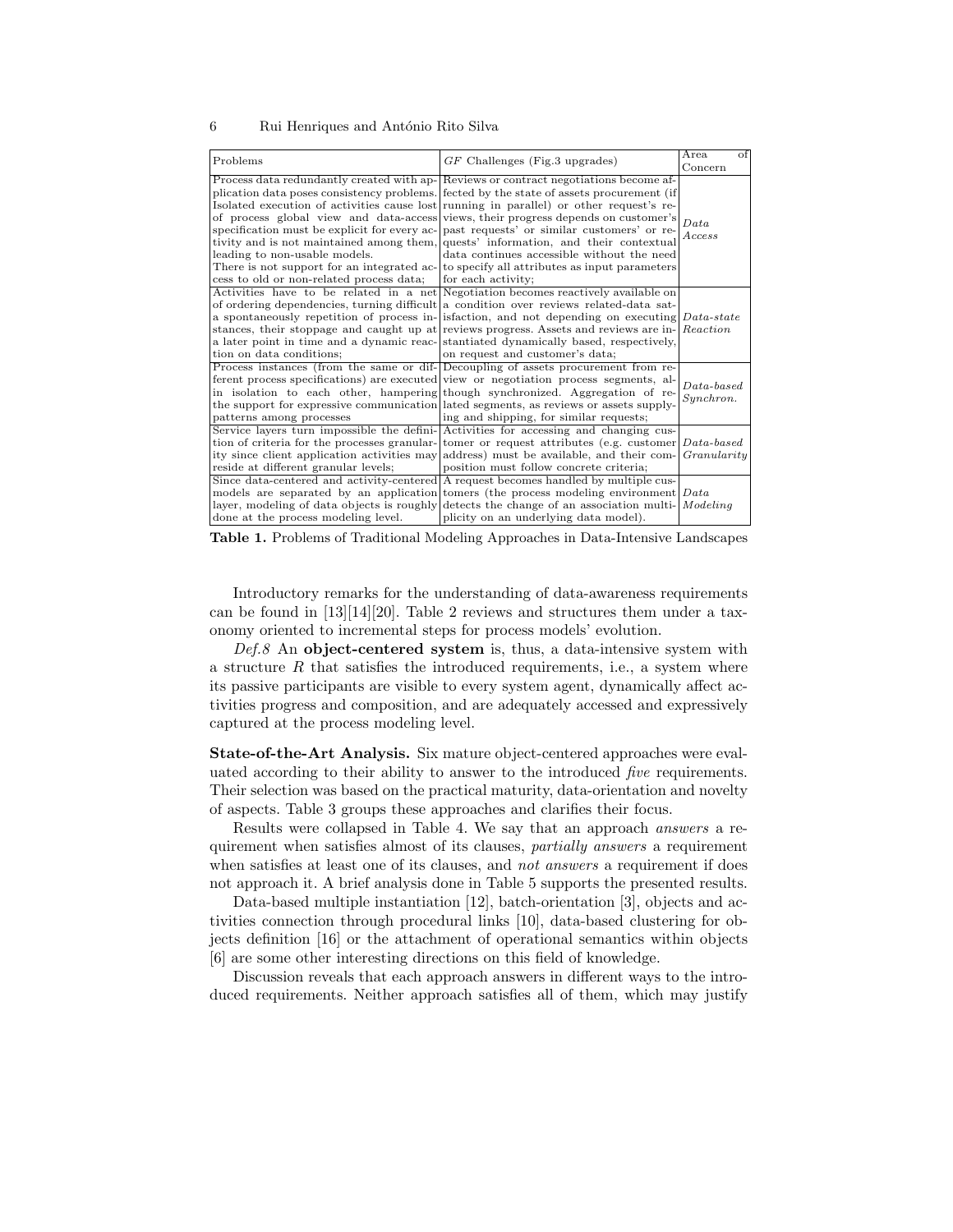| Problems | *GF* Challenges (Fig.3 upgrades) | Area of Concern |
|---|---|---|
| Process data redundantly created with application data poses consistency problems. Isolated execution of activities cause lost of process global view and data-access specification must be explicit for every activity and is not maintained among them, leading to non-usable models. There is not support for an integrated access to old or non-related process data; | Reviews or contract negotiations become affected by the state of assets procurement (if running in parallel) or other request's reviews, their progress depends on customer's past requests' or similar customers' or requests' information, and their contextual data continues accessible without the need to specify all attributes as input parameters for each activity; | *Data Access* |
| Activities have to be related in a net of ordering dependencies, turning difficult a spontaneously repetition of process instances, their stoppage and caught up at a later point in time and a dynamic reaction on data conditions; | Negotiation becomes reactively available on a condition over reviews related-data satisfaction, and not depending on executing reviews progress. Assets and reviews are instantiated dynamically based, respectively, on request and customer's data; | *Data-state Reaction* |
| Process instances (from the same or different process specifications) are executed in isolation to each other, hampering the support for expressive communication patterns among processes | Decoupling of assets procurement from review or negotiation process segments, although synchronized. Aggregation of related segments, as reviews or assets supplying and shipping, for similar requests; | *Data-based Synchron.* |
| Service layers turn impossible the definition of criteria for the processes granularity since client application activities may reside at different granular levels; | Activities for accessing and changing customer or request attributes (e.g. customer address) must be available, and their composition must follow concrete criteria; | *Data-based Granularity* |
| Since data-centered and activity-centered models are separated by an application layer, modeling of data objects is roughly done at the process modeling level. | A request becomes handled by multiple customers (the process modeling environment detects the change of an association multiplicity on an underlying data model). | *Data Modeling* |

**Table 1.** Problems of Traditional Modeling Approaches in Data-Intensive Landscapes

Introductory remarks for the understanding of data-awareness requirements can be found in [13][14][20]. Table 2 reviews and structures them under a taxonomy oriented to incremental steps for process models' evolution.

*Def.8* An **object-centered system** is, thus, a data-intensive system with a structure $R$ that satisfies the introduced requirements, i.e., a system where its passive participants are visible to every system agent, dynamically affect activities progress and composition, and are adequately accessed and expressively captured at the process modeling level.

**State-of-the-Art Analysis.** Six mature object-centered approaches were evaluated according to their ability to answer to the introduced *five* requirements. Their selection was based on the practical maturity, data-orientation and novelty of aspects. Table 3 groups these approaches and clarifies their focus.

Results were collapsed in Table 4. We say that an approach *answers* a requirement when satisfies almost of its clauses, *partially answers* a requirement when satisfies at least one of its clauses, and *not answers* a requirement if does not approach it. A brief analysis done in Table 5 supports the presented results.

Data-based multiple instantiation [12], batch-orientation [3], objects and activities connection through procedural links [10], data-based clustering for objects definition [16] or the attachment of operational semantics within objects [6] are some other interesting directions on this field of knowledge.

Discussion reveals that each approach answers in different ways to the introduced requirements. Neither approach satisfies all of them, which may justify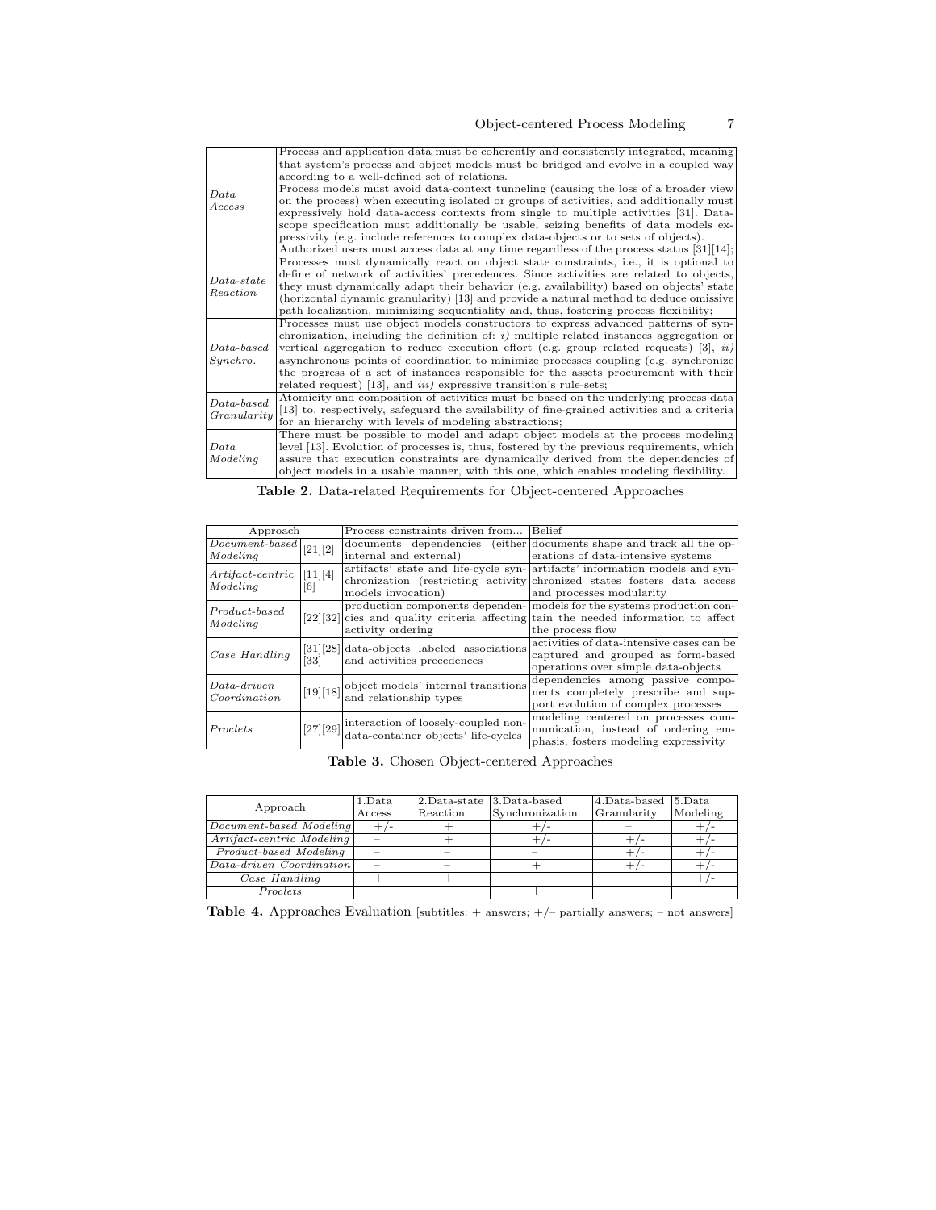| | |
|---|---|
| *Data Access* | Process and application data must be coherently and consistently integrated, meaning that system's process and object models must be bridged and evolve in a coupled way according to a well-defined set of relations. Process models must avoid data-context tunneling (causing the loss of a broader view on the process) when executing isolated or groups of activities, and additionally must expressively hold data-access contexts from single to multiple activities [31]. Data-scope specification must additionally be usable, seizing benefits of data models expressivity (e.g. include references to complex data-objects or to sets of objects). Authorized users must access data at any time regardless of the process status [31][14]; |
| *Data-state Reaction* | Processes must dynamically react on object state constraints, i.e., it is optional to define of network of activities' precedences. Since activities are related to objects, they must dynamically adapt their behavior (e.g. availability) based on objects' state (horizontal dynamic granularity) [13] and provide a natural method to deduce omissive path localization, minimizing sequentiality and, thus, fostering process flexibility; |
| *Data-based Synchro.* | Processes must use object models constructors to express advanced patterns of synchronization, including the definition of: *i)* multiple related instances aggregation or vertical aggregation to reduce execution effort (e.g. group related requests) [3], *ii)* asynchronous points of coordination to minimize processes coupling (e.g. synchronize the progress of a set of instances responsible for the assets procurement with their related request) [13], and *iii)* expressive transition's rule-sets; |
| *Data-based Granularity* | Atomicity and composition of activities must be based on the underlying process data [13] to, respectively, safeguard the availability of fine-grained activities and a criteria for an hierarchy with levels of modeling abstractions; |
| *Data Modeling* | There must be possible to model and adapt object models at the process modeling level [13]. Evolution of processes is, thus, fostered by the previous requirements, which assure that execution constraints are dynamically derived from the dependencies of object models in a usable manner, with this one, which enables modeling flexibility. |

**Table 2.** Data-related Requirements for Object-centered Approaches

| Approach | | Process constraints driven from... | Belief |
|---|---|---|---|
| *Document-based Modeling* | [21][2] | documents dependencies (either internal and external) | documents shape and track all the operations of data-intensive systems |
| *Artifact-centric Modeling* | [11][4][6] | artifacts' state and life-cycle synchronization (restricting activity models invocation) | artifacts' information models and synchronized states fosters data access and processes modularity |
| *Product-based Modeling* | [22][32] | production components dependencies and quality criteria affecting activity ordering | models for the systems production contain the needed information to affect the process flow |
| *Case Handling* | [31][28][33] | data-objects labeled associations and activities precedences | activities of data-intensive cases can be captured and grouped as form-based operations over simple data-objects |
| *Data-driven Coordination* | [19][18] | object models' internal transitions and relationship types | dependencies among passive components completely prescribe and support evolution of complex processes |
| *Proclets* | [27][29] | interaction of loosely-coupled non-data-container objects' life-cycles | modeling centered on processes communication, instead of ordering emphasis, fosters modeling expressivity |

**Table 3.** Chosen Object-centered Approaches

| Approach | 1.Data Access | 2.Data-state Reaction | 3.Data-based Synchronization | 4.Data-based Granularity | 5.Data Modeling |
|---|---|---|---|---|---|
| *Document-based Modeling* | +/- | + | +/- | – | +/- |
| *Artifact-centric Modeling* | – | + | +/- | +/- | +/- |
| *Product-based Modeling* | – | – | – | +/- | +/- |
| *Data-driven Coordination* | – | – | + | +/- | +/- |
| *Case Handling* | + | + | – | – | +/- |
| *Proclets* | – | – | + | – | – |

**Table 4.** Approaches Evaluation [subtitles: + answers; +/– partially answers; – not answers]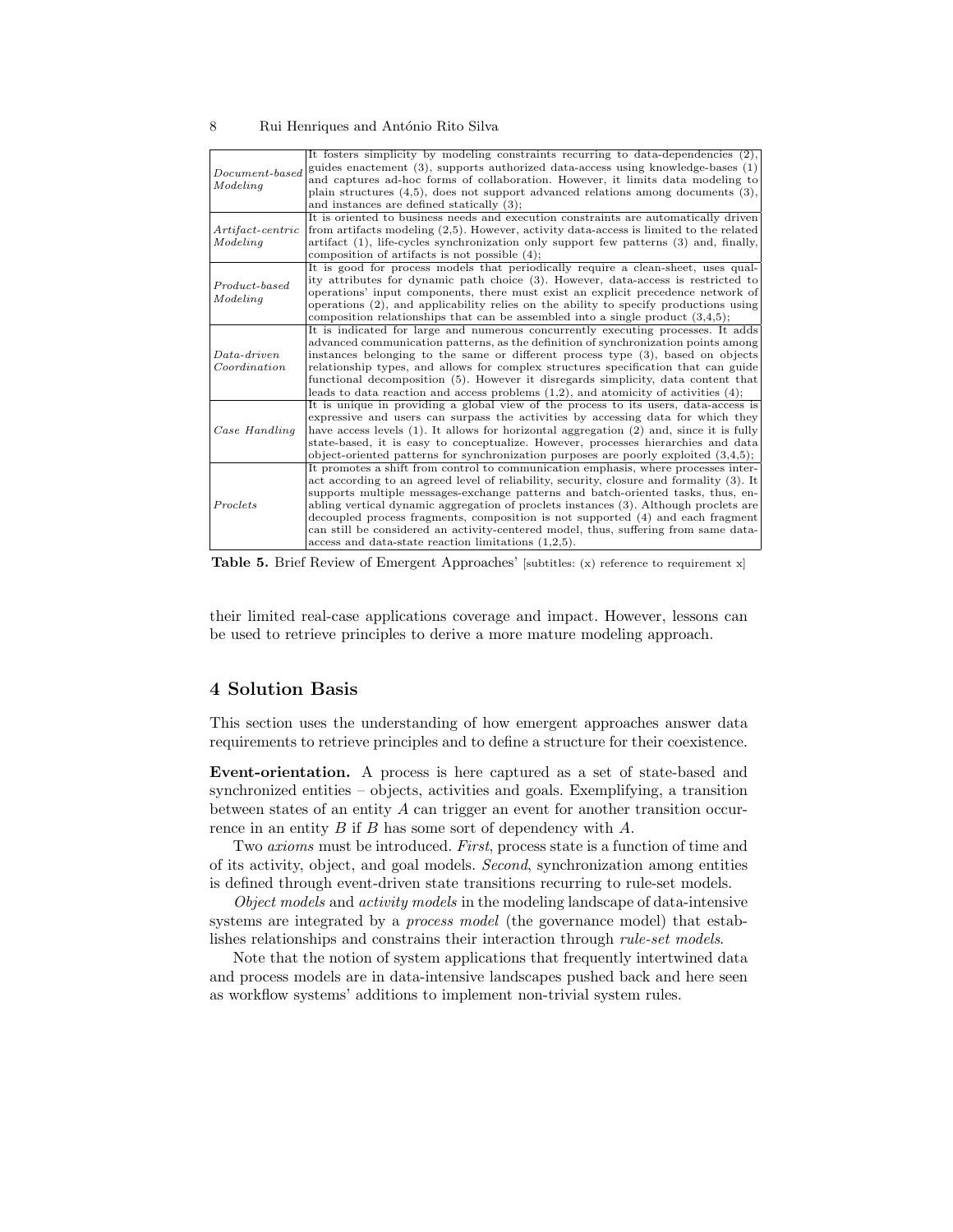| | |
|---|---|
| *Document-based Modeling* | It fosters simplicity by modeling constraints recurring to data-dependencies (2), guides enactement (3), supports authorized data-access using knowledge-bases (1) and captures ad-hoc forms of collaboration. However, it limits data modeling to plain structures (4,5), does not support advanced relations among documents (3), and instances are defined statically (3); |
| *Artifact-centric Modeling* | It is oriented to business needs and execution constraints are automatically driven from artifacts modeling (2,5). However, activity data-access is limited to the related artifact (1), life-cycles synchronization only support few patterns (3) and, finally, composition of artifacts is not possible (4); |
| *Product-based Modeling* | It is good for process models that periodically require a clean-sheet, uses quality attributes for dynamic path choice (3). However, data-access is restricted to operations' input components, there must exist an explicit precedence network of operations (2), and applicability relies on the ability to specify productions using composition relationships that can be assembled into a single product (3,4,5); |
| *Data-driven Coordination* | It is indicated for large and numerous concurrently executing processes. It adds advanced communication patterns, as the definition of synchronization points among instances belonging to the same or different process type (3), based on objects relationship types, and allows for complex structures specification that can guide functional decomposition (5). However it disregards simplicity, data content that leads to data reaction and access problems (1,2), and atomicity of activities (4); |
| *Case Handling* | It is unique in providing a global view of the process to its users, data-access is expressive and users can surpass the activities by accessing data for which they have access levels (1). It allows for horizontal aggregation (2) and, since it is fully state-based, it is easy to conceptualize. However, processes hierarchies and data object-oriented patterns for synchronization purposes are poorly exploited (3,4,5); |
| *Proclets* | It promotes a shift from control to communication emphasis, where processes interact according to an agreed level of reliability, security, closure and formality (3). It supports multiple messages-exchange patterns and batch-oriented tasks, thus, enabling vertical dynamic aggregation of proclets instances (3). Although proclets are decoupled process fragments, composition is not supported (4) and each fragment can still be considered an activity-centered model, thus, suffering from same data-access and data-state reaction limitations (1,2,5). |

**Table 5.** Brief Review of Emergent Approaches' [subtitles: (x) reference to requirement x]

their limited real-case applications coverage and impact. However, lessons can be used to retrieve principles to derive a more mature modeling approach.

## 4 Solution Basis

This section uses the understanding of how emergent approaches answer data requirements to retrieve principles and to define a structure for their coexistence.

**Event-orientation.** A process is here captured as a set of state-based and synchronized entities – objects, activities and goals. Exemplifying, a transition between states of an entity $A$ can trigger an event for another transition occurrence in an entity $B$ if $B$ has some sort of dependency with $A$.

Two *axioms* must be introduced. *First*, process state is a function of time and of its activity, object, and goal models. *Second*, synchronization among entities is defined through event-driven state transitions recurring to rule-set models.

*Object models* and *activity models* in the modeling landscape of data-intensive systems are integrated by a *process model* (the governance model) that establishes relationships and constrains their interaction through *rule-set models*.

Note that the notion of system applications that frequently intertwined data and process models are in data-intensive landscapes pushed back and here seen as workflow systems' additions to implement non-trivial system rules.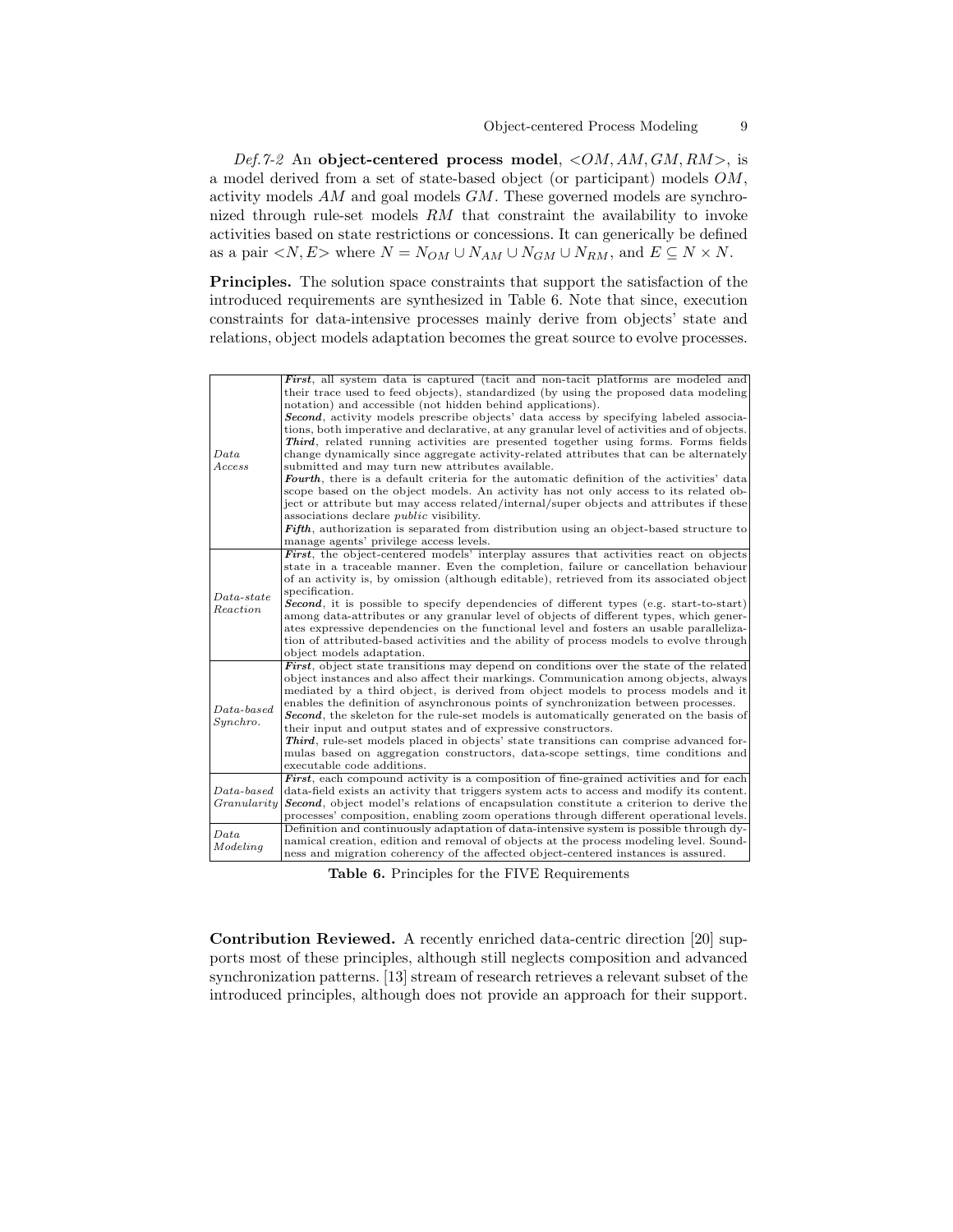*Def.7-2* An **object-centered process model**, $<OM, AM, GM, RM>$, is a model derived from a set of state-based object (or participant) models $OM$, activity models $AM$ and goal models $GM$. These governed models are synchronized through rule-set models $RM$ that constraint the availability to invoke activities based on state restrictions or concessions. It can generically be defined as a pair $<N, E>$ where $N = N_{OM} \cup N_{AM} \cup N_{GM} \cup N_{RM}$, and $E \subseteq N \times N$.

**Principles.** The solution space constraints that support the satisfaction of the introduced requirements are synthesized in Table 6. Note that since, execution constraints for data-intensive processes mainly derive from objects' state and relations, object models adaptation becomes the great source to evolve processes.

| | |
|---|---|
| *Data Access* | ***First***, all system data is captured (tacit and non-tacit platforms are modeled and their trace used to feed objects), standardized (by using the proposed data modeling notation) and accessible (not hidden behind applications). ***Second***, activity models prescribe objects' data access by specifying labeled associations, both imperative and declarative, at any granular level of activities and of objects. ***Third***, related running activities are presented together using forms. Forms fields change dynamically since aggregate activity-related attributes that can be alternately submitted and may turn new attributes available. ***Fourth***, there is a default criteria for the automatic definition of the activities' data scope based on the object models. An activity has not only access to its related object or attribute but may access related/internal/super objects and attributes if these associations declare *public* visibility. ***Fifth***, authorization is separated from distribution using an object-based structure to manage agents' privilege access levels. |
| *Data-state Reaction* | ***First***, the object-centered models' interplay assures that activities react on objects state in a traceable manner. Even the completion, failure or cancellation behaviour of an activity is, by omission (although editable), retrieved from its associated object specification. ***Second***, it is possible to specify dependencies of different types (e.g. start-to-start) among data-attributes or any granular level of objects of different types, which generates expressive dependencies on the functional level and fosters an usable parallelization of attributed-based activities and the ability of process models to evolve through object models adaptation. |
| *Data-based Synchro.* | ***First***, object state transitions may depend on conditions over the state of the related object instances and also affect their markings. Communication among objects, always mediated by a third object, is derived from object models to process models and it enables the definition of asynchronous points of synchronization between processes. ***Second***, the skeleton for the rule-set models is automatically generated on the basis of their input and output states and of expressive constructors. ***Third***, rule-set models placed in objects' state transitions can comprise advanced formulas based on aggregation constructors, data-scope settings, time conditions and executable code additions. |
| *Data-based Granularity* | ***First***, each compound activity is a composition of fine-grained activities and for each data-field exists an activity that triggers system acts to access and modify its content. ***Second***, object model's relations of encapsulation constitute a criterion to derive the processes' composition, enabling zoom operations through different operational levels. |
| *Data Modeling* | Definition and continuously adaptation of data-intensive system is possible through dynamical creation, edition and removal of objects at the process modeling level. Soundness and migration coherency of the affected object-centered instances is assured. |

**Table 6.** Principles for the FIVE Requirements

**Contribution Reviewed.** A recently enriched data-centric direction [20] supports most of these principles, although still neglects composition and advanced synchronization patterns. [13] stream of research retrieves a relevant subset of the introduced principles, although does not provide an approach for their support.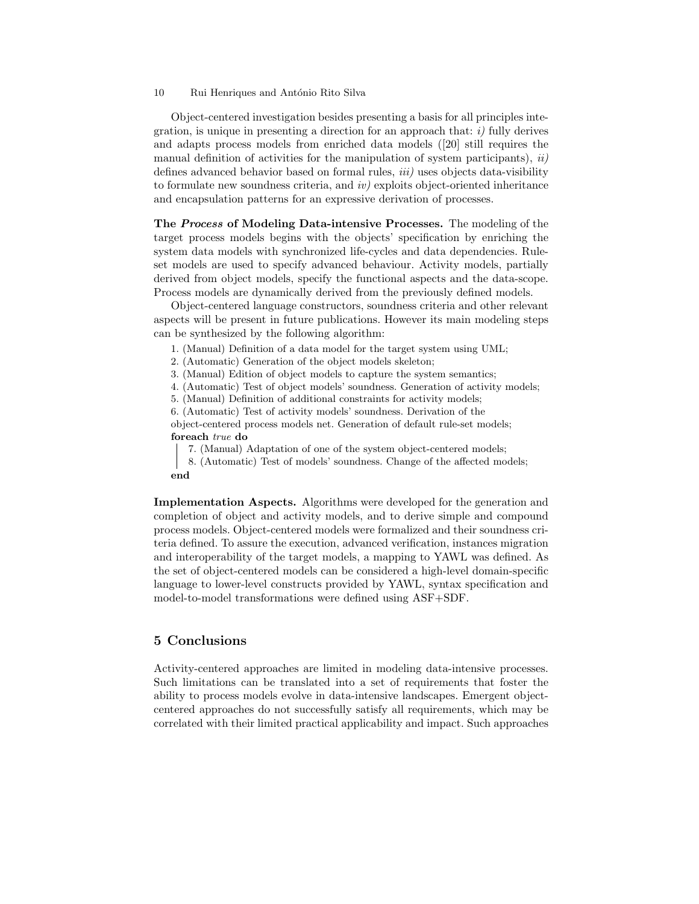Object-centered investigation besides presenting a basis for all principles integration, is unique in presenting a direction for an approach that: *i)* fully derives and adapts process models from enriched data models ([20] still requires the manual definition of activities for the manipulation of system participants), *ii)* defines advanced behavior based on formal rules, *iii)* uses objects data-visibility to formulate new soundness criteria, and *iv)* exploits object-oriented inheritance and encapsulation patterns for an expressive derivation of processes.

**The *Process* of Modeling Data-intensive Processes.** The modeling of the target process models begins with the objects' specification by enriching the system data models with synchronized life-cycles and data dependencies. Rule-set models are used to specify advanced behaviour. Activity models, partially derived from object models, specify the functional aspects and the data-scope. Process models are dynamically derived from the previously defined models.

Object-centered language constructors, soundness criteria and other relevant aspects will be present in future publications. However its main modeling steps can be synthesized by the following algorithm:

1. (Manual) Definition of a data model for the target system using UML;
2. (Automatic) Generation of the object models skeleton;
3. (Manual) Edition of object models to capture the system semantics;
4. (Automatic) Test of object models' soundness. Generation of activity models;
5. (Manual) Definition of additional constraints for activity models;
6. (Automatic) Test of activity models' soundness. Derivation of the object-centered process models net. Generation of default rule-set models;

**foreach** *true* **do**

   7. (Manual) Adaptation of one of the system object-centered models;
   8. (Automatic) Test of models' soundness. Change of the affected models;

**end**

**Implementation Aspects.** Algorithms were developed for the generation and completion of object and activity models, and to derive simple and compound process models. Object-centered models were formalized and their soundness criteria defined. To assure the execution, advanced verification, instances migration and interoperability of the target models, a mapping to YAWL was defined. As the set of object-centered models can be considered a high-level domain-specific language to lower-level constructs provided by YAWL, syntax specification and model-to-model transformations were defined using ASF+SDF.

## 5 Conclusions

Activity-centered approaches are limited in modeling data-intensive processes. Such limitations can be translated into a set of requirements that foster the ability to process models evolve in data-intensive landscapes. Emergent object-centered approaches do not successfully satisfy all requirements, which may be correlated with their limited practical applicability and impact. Such approaches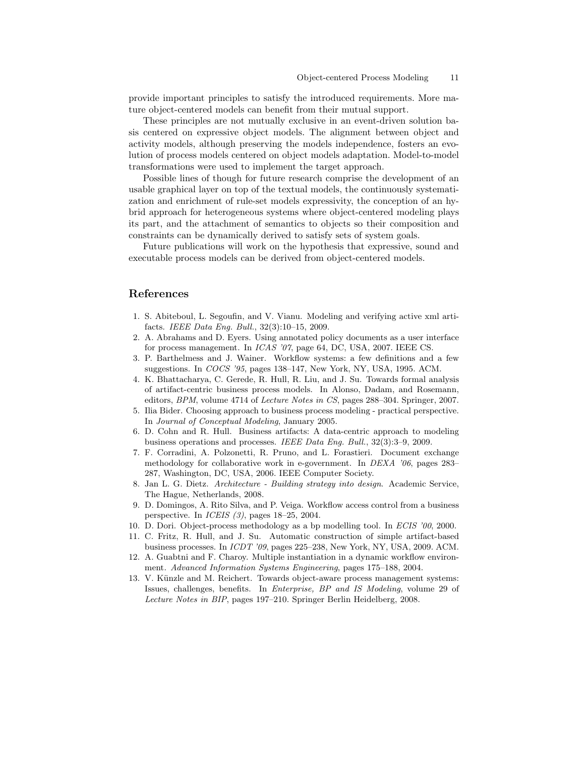provide important principles to satisfy the introduced requirements. More mature object-centered models can benefit from their mutual support.

These principles are not mutually exclusive in an event-driven solution basis centered on expressive object models. The alignment between object and activity models, although preserving the models independence, fosters an evolution of process models centered on object models adaptation. Model-to-model transformations were used to implement the target approach.

Possible lines of though for future research comprise the development of an usable graphical layer on top of the textual models, the continuously systematization and enrichment of rule-set models expressivity, the conception of an hybrid approach for heterogeneous systems where object-centered modeling plays its part, and the attachment of semantics to objects so their composition and constraints can be dynamically derived to satisfy sets of system goals.

Future publications will work on the hypothesis that expressive, sound and executable process models can be derived from object-centered models.

## References

1. S. Abiteboul, L. Segoufin, and V. Vianu. Modeling and verifying active xml artifacts. *IEEE Data Eng. Bull.*, 32(3):10–15, 2009.
2. A. Abrahams and D. Eyers. Using annotated policy documents as a user interface for process management. In *ICAS '07*, page 64, DC, USA, 2007. IEEE CS.
3. P. Barthelmess and J. Wainer. Workflow systems: a few definitions and a few suggestions. In *COCS '95*, pages 138–147, New York, NY, USA, 1995. ACM.
4. K. Bhattacharya, C. Gerede, R. Hull, R. Liu, and J. Su. Towards formal analysis of artifact-centric business process models. In Alonso, Dadam, and Rosemann, editors, *BPM*, volume 4714 of *Lecture Notes in CS*, pages 288–304. Springer, 2007.
5. Ilia Bider. Choosing approach to business process modeling - practical perspective. In *Journal of Conceptual Modeling*, January 2005.
6. D. Cohn and R. Hull. Business artifacts: A data-centric approach to modeling business operations and processes. *IEEE Data Eng. Bull.*, 32(3):3–9, 2009.
7. F. Corradini, A. Polzonetti, R. Pruno, and L. Forastieri. Document exchange methodology for collaborative work in e-government. In *DEXA '06*, pages 283–287, Washington, DC, USA, 2006. IEEE Computer Society.
8. Jan L. G. Dietz. *Architecture - Building strategy into design*. Academic Service, The Hague, Netherlands, 2008.
9. D. Domingos, A. Rito Silva, and P. Veiga. Workflow access control from a business perspective. In *ICEIS (3)*, pages 18–25, 2004.
10. D. Dori. Object-process methodology as a bp modelling tool. In *ECIS '00*, 2000.
11. C. Fritz, R. Hull, and J. Su. Automatic construction of simple artifact-based business processes. In *ICDT '09*, pages 225–238, New York, NY, USA, 2009. ACM.
12. A. Guabtni and F. Charoy. Multiple instantiation in a dynamic workflow environment. *Advanced Information Systems Engineering*, pages 175–188, 2004.
13. V. Künzle and M. Reichert. Towards object-aware process management systems: Issues, challenges, benefits. In *Enterprise, BP and IS Modeling*, volume 29 of *Lecture Notes in BIP*, pages 197–210. Springer Berlin Heidelberg, 2008.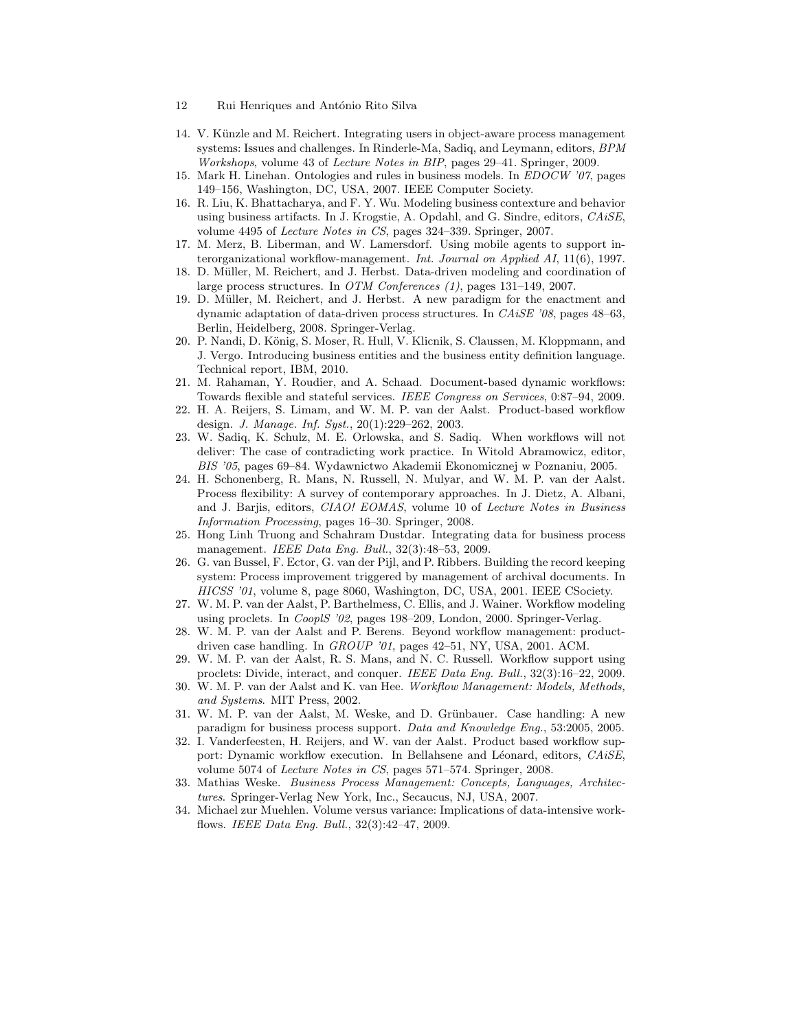14. V. Künzle and M. Reichert. Integrating users in object-aware process management systems: Issues and challenges. In Rinderle-Ma, Sadiq, and Leymann, editors, *BPM Workshops*, volume 43 of *Lecture Notes in BIP*, pages 29–41. Springer, 2009.
15. Mark H. Linehan. Ontologies and rules in business models. In *EDOCW '07*, pages 149–156, Washington, DC, USA, 2007. IEEE Computer Society.
16. R. Liu, K. Bhattacharya, and F. Y. Wu. Modeling business contexture and behavior using business artifacts. In J. Krogstie, A. Opdahl, and G. Sindre, editors, *CAiSE*, volume 4495 of *Lecture Notes in CS*, pages 324–339. Springer, 2007.
17. M. Merz, B. Liberman, and W. Lamersdorf. Using mobile agents to support interorganizational workflow-management. *Int. Journal on Applied AI*, 11(6), 1997.
18. D. Müller, M. Reichert, and J. Herbst. Data-driven modeling and coordination of large process structures. In *OTM Conferences (1)*, pages 131–149, 2007.
19. D. Müller, M. Reichert, and J. Herbst. A new paradigm for the enactment and dynamic adaptation of data-driven process structures. In *CAiSE '08*, pages 48–63, Berlin, Heidelberg, 2008. Springer-Verlag.
20. P. Nandi, D. König, S. Moser, R. Hull, V. Klicnik, S. Claussen, M. Kloppmann, and J. Vergo. Introducing business entities and the business entity definition language. Technical report, IBM, 2010.
21. M. Rahaman, Y. Roudier, and A. Schaad. Document-based dynamic workflows: Towards flexible and stateful services. *IEEE Congress on Services*, 0:87–94, 2009.
22. H. A. Reijers, S. Limam, and W. M. P. van der Aalst. Product-based workflow design. *J. Manage. Inf. Syst.*, 20(1):229–262, 2003.
23. W. Sadiq, K. Schulz, M. E. Orlowska, and S. Sadiq. When workflows will not deliver: The case of contradicting work practice. In Witold Abramowicz, editor, *BIS '05*, pages 69–84. Wydawnictwo Akademii Ekonomicznej w Poznaniu, 2005.
24. H. Schonenberg, R. Mans, N. Russell, N. Mulyar, and W. M. P. van der Aalst. Process flexibility: A survey of contemporary approaches. In J. Dietz, A. Albani, and J. Barjis, editors, *CIAO! EOMAS*, volume 10 of *Lecture Notes in Business Information Processing*, pages 16–30. Springer, 2008.
25. Hong Linh Truong and Schahram Dustdar. Integrating data for business process management. *IEEE Data Eng. Bull.*, 32(3):48–53, 2009.
26. G. van Bussel, F. Ector, G. van der Pijl, and P. Ribbers. Building the record keeping system: Process improvement triggered by management of archival documents. In *HICSS '01*, volume 8, page 8060, Washington, DC, USA, 2001. IEEE CSociety.
27. W. M. P. van der Aalst, P. Barthelmess, C. Ellis, and J. Wainer. Workflow modeling using proclets. In *CooplS '02*, pages 198–209, London, 2000. Springer-Verlag.
28. W. M. P. van der Aalst and P. Berens. Beyond workflow management: product-driven case handling. In *GROUP '01*, pages 42–51, NY, USA, 2001. ACM.
29. W. M. P. van der Aalst, R. S. Mans, and N. C. Russell. Workflow support using proclets: Divide, interact, and conquer. *IEEE Data Eng. Bull.*, 32(3):16–22, 2009.
30. W. M. P. van der Aalst and K. van Hee. *Workflow Management: Models, Methods, and Systems*. MIT Press, 2002.
31. W. M. P. van der Aalst, M. Weske, and D. Grünbauer. Case handling: A new paradigm for business process support. *Data and Knowledge Eng.*, 53:2005, 2005.
32. I. Vanderfeesten, H. Reijers, and W. van der Aalst. Product based workflow support: Dynamic workflow execution. In Bellahsene and Léonard, editors, *CAiSE*, volume 5074 of *Lecture Notes in CS*, pages 571–574. Springer, 2008.
33. Mathias Weske. *Business Process Management: Concepts, Languages, Architectures*. Springer-Verlag New York, Inc., Secaucus, NJ, USA, 2007.
34. Michael zur Muehlen. Volume versus variance: Implications of data-intensive workflows. *IEEE Data Eng. Bull.*, 32(3):42–47, 2009.